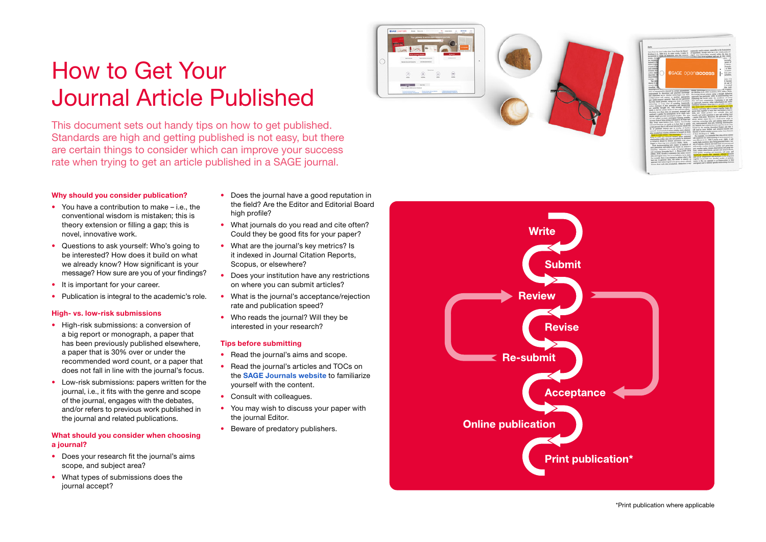# How to Get Your Journal Article Published

This document sets out handy tips on how to get published. Standards are high and getting published is not easy, but there are certain things to consider which can improve your success rate when trying to get an article published in a SAGE journal.

### Why should you consider publication?

- You have a contribution to make – i.e., the conventional wisdom is mistaken; this is theory extension or filling a gap; this is novel, innovative work.
- Questions to ask yourself: Who's going to be interested? How does it build on what we already know? How significant is your message? How sure are you of your findings?
- It is important for your career.
- Publication is integral to the academic's role.

### High- vs. low-risk submissions

- High-risk submissions: a conversion of a big report or monograph, a paper that has been previously published elsewhere, a paper that is 30% over or under the recommended word count, or a paper that does not fall in line with the journal's focus.
- Low-risk submissions: papers written for the journal, i.e., it fits with the genre and scope of the journal, engages with the debates, and/or refers to previous work published in the journal and related publications.

### What should you consider when choosing a journal?

- Does your research fit the journal's aims scope, and subject area?
- What types of submissions does the journal accept?
- Does the journal have a good reputation in the field? Are the Editor and Editorial Board high profile?
- What journals do you read and cite often? Could they be good fits for your paper?
- What are the journal's key metrics? Is it indexed in Journal Citation Reports, Scopus, or elsewhere?
- Does your institution have any restrictions on where you can submit articles?
- What is the journal's acceptance/rejection rate and publication speed?
- Who reads the journal? Will they be interested in your research?

### Tips before submitting

- Read the journal's aims and scope.
- Read the journal's articles and TOCs on the **SAGE Journals website** to familiarize yourself with the content.
- Consult with colleagues.
- You may wish to discuss your paper with the journal Editor.
- Beware of predatory publishers.

**Write** → **Submit** → **Review** → **Revise** → **Re-submit** → **Acceptance** → **Online publication** → **Print publication***

*Print publication where applicable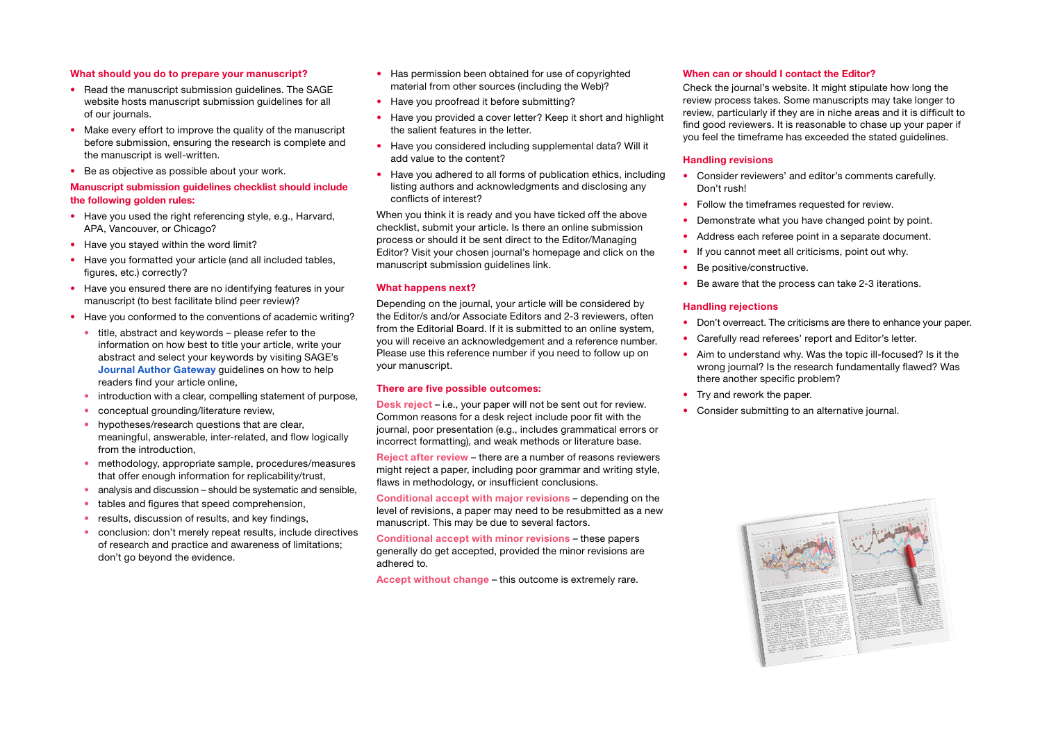### What should you do to prepare your manuscript?

- Read the manuscript submission guidelines. The SAGE website hosts manuscript submission guidelines for all of our journals.
- Make every effort to improve the quality of the manuscript before submission, ensuring the research is complete and the manuscript is well-written.
- Be as objective as possible about your work.

### Manuscript submission guidelines checklist should include the following golden rules:

- Have you used the right referencing style, e.g., Harvard, APA, Vancouver, or Chicago?
- Have you stayed within the word limit?
- Have you formatted your article (and all included tables, figures, etc.) correctly?
- Have you ensured there are no identifying features in your manuscript (to best facilitate blind peer review)?
- Have you conformed to the conventions of academic writing?
  - title, abstract and keywords – please refer to the information on how best to title your article, write your abstract and select your keywords by visiting SAGE's **Journal Author Gateway** guidelines on how to help readers find your article online,
  - introduction with a clear, compelling statement of purpose,
  - conceptual grounding/literature review,
  - hypotheses/research questions that are clear, meaningful, answerable, inter-related, and flow logically from the introduction,
  - methodology, appropriate sample, procedures/measures that offer enough information for replicability/trust,
  - analysis and discussion – should be systematic and sensible,
  - tables and figures that speed comprehension,
  - results, discussion of results, and key findings,
  - conclusion: don't merely repeat results, include directives of research and practice and awareness of limitations; don't go beyond the evidence.
- Has permission been obtained for use of copyrighted material from other sources (including the Web)?
- Have you proofread it before submitting?
- Have you provided a cover letter? Keep it short and highlight the salient features in the letter.
- Have you considered including supplemental data? Will it add value to the content?
- Have you adhered to all forms of publication ethics, including listing authors and acknowledgments and disclosing any conflicts of interest?

When you think it is ready and you have ticked off the above checklist, submit your article. Is there an online submission process or should it be sent direct to the Editor/Managing Editor? Visit your chosen journal's homepage and click on the manuscript submission guidelines link.

### What happens next?

Depending on the journal, your article will be considered by the Editor/s and/or Associate Editors and 2-3 reviewers, often from the Editorial Board. If it is submitted to an online system, you will receive an acknowledgement and a reference number. Please use this reference number if you need to follow up on your manuscript.

### There are five possible outcomes:

**Desk reject** – i.e., your paper will not be sent out for review. Common reasons for a desk reject include poor fit with the journal, poor presentation (e.g., includes grammatical errors or incorrect formatting), and weak methods or literature base.

**Reject after review** – there are a number of reasons reviewers might reject a paper, including poor grammar and writing style, flaws in methodology, or insufficient conclusions.

**Conditional accept with major revisions** – depending on the level of revisions, a paper may need to be resubmitted as a new manuscript. This may be due to several factors.

**Conditional accept with minor revisions** – these papers generally do get accepted, provided the minor revisions are adhered to.

**Accept without change** – this outcome is extremely rare.

### When can or should I contact the Editor?

Check the journal's website. It might stipulate how long the review process takes. Some manuscripts may take longer to review, particularly if they are in niche areas and it is difficult to find good reviewers. It is reasonable to chase up your paper if you feel the timeframe has exceeded the stated guidelines.

### Handling revisions

- Consider reviewers' and editor's comments carefully. Don't rush!
- Follow the timeframes requested for review.
- Demonstrate what you have changed point by point.
- Address each referee point in a separate document.
- If you cannot meet all criticisms, point out why.
- Be positive/constructive.
- Be aware that the process can take 2-3 iterations.

### Handling rejections

- Don't overreact. The criticisms are there to enhance your paper.
- Carefully read referees' report and Editor's letter.
- Aim to understand why. Was the topic ill-focused? Is it the wrong journal? Is the research fundamentally flawed? Was there another specific problem?
- Try and rework the paper.
- Consider submitting to an alternative journal.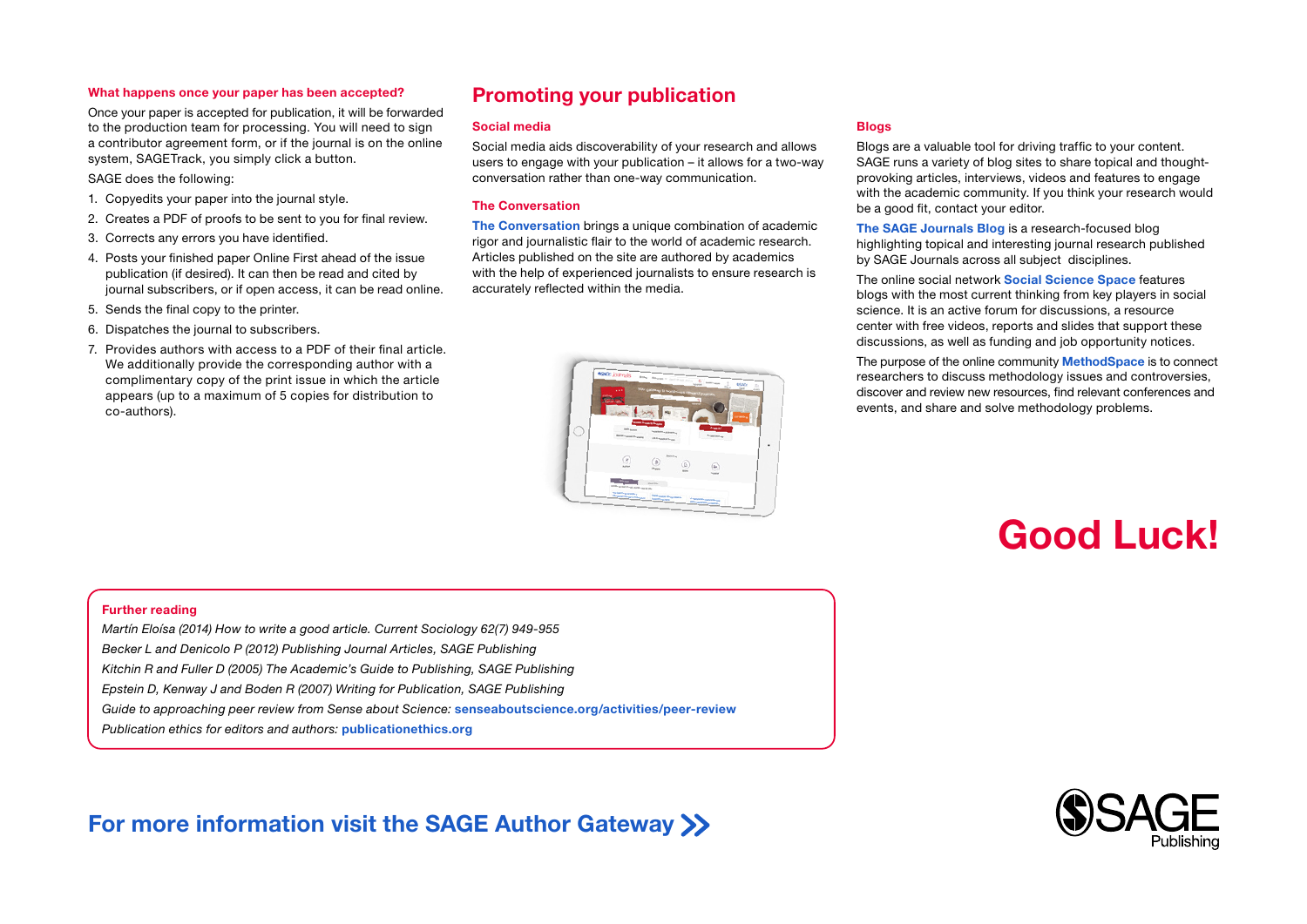### What happens once your paper has been accepted?

Once your paper is accepted for publication, it will be forwarded to the production team for processing. You will need to sign a contributor agreement form, or if the journal is on the online system, SAGETrack, you simply click a button.

SAGE does the following:

1. Copyedits your paper into the journal style.
2. Creates a PDF of proofs to be sent to you for final review.
3. Corrects any errors you have identified.
4. Posts your finished paper Online First ahead of the issue publication (if desired). It can then be read and cited by journal subscribers, or if open access, it can be read online.
5. Sends the final copy to the printer.
6. Dispatches the journal to subscribers.
7. Provides authors with access to a PDF of their final article. We additionally provide the corresponding author with a complimentary copy of the print issue in which the article appears (up to a maximum of 5 copies for distribution to co-authors).

## Promoting your publication

### Social media

Social media aids discoverability of your research and allows users to engage with your publication – it allows for a two-way conversation rather than one-way communication.

### The Conversation

**The Conversation** brings a unique combination of academic rigor and journalistic flair to the world of academic research. Articles published on the site are authored by academics with the help of experienced journalists to ensure research is accurately reflected within the media.

### Blogs

Blogs are a valuable tool for driving traffic to your content. SAGE runs a variety of blog sites to share topical and thought-provoking articles, interviews, videos and features to engage with the academic community. If you think your research would be a good fit, contact your editor.

**The SAGE Journals Blog** is a research-focused blog highlighting topical and interesting journal research published by SAGE Journals across all subject disciplines.

The online social network **Social Science Space** features blogs with the most current thinking from key players in social science. It is an active forum for discussions, a resource center with free videos, reports and slides that support these discussions, as well as funding and job opportunity notices.

The purpose of the online community **MethodSpace** is to connect researchers to discuss methodology issues and controversies, discover and review new resources, find relevant conferences and events, and share and solve methodology problems.

# Good Luck!

### Further reading

*Martín Eloísa (2014) How to write a good article. Current Sociology 62(7) 949-955*

*Becker L and Denicolo P (2012) Publishing Journal Articles, SAGE Publishing*

*Kitchin R and Fuller D (2005) The Academic's Guide to Publishing, SAGE Publishing*

*Epstein D, Kenway J and Boden R (2007) Writing for Publication, SAGE Publishing*

*Guide to approaching peer review from Sense about Science:* **senseaboutscience.org/activities/peer-review**

*Publication ethics for editors and authors:* **publicationethics.org**

**For more information visit the SAGE Author Gateway »**

SAGE Publishing